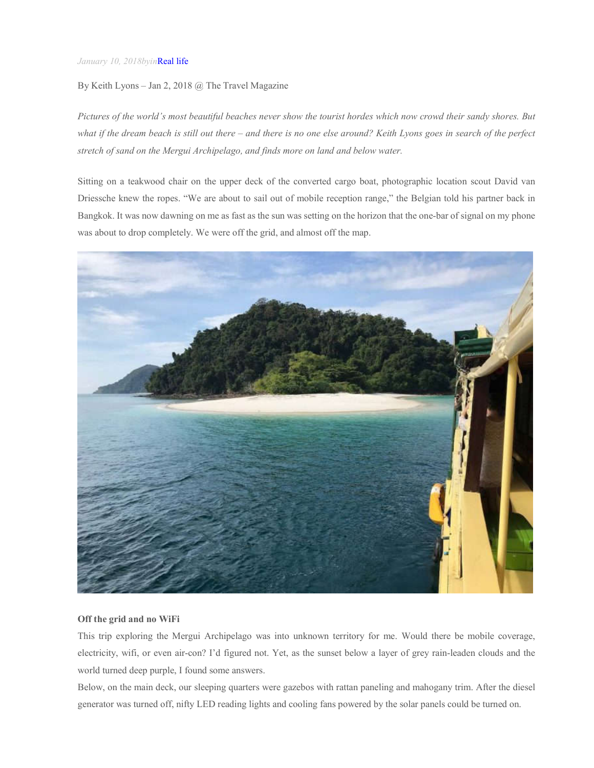*January 10, 2018byin*Real life

By Keith Lyons – Jan 2, 2018 @ The Travel Magazine

*Pictures of the world's most beautiful beaches never show the tourist hordes which now crowd their sandy shores. But what if the dream beach is still out there – and there is no one else around? Keith Lyons goes in search of the perfect stretch of sand on the Mergui Archipelago, and finds more on land and below water.*

Sitting on a teakwood chair on the upper deck of the converted cargo boat, photographic location scout David van Driessche knew the ropes. "We are about to sail out of mobile reception range," the Belgian told his partner back in Bangkok. It was now dawning on me as fast as the sun was setting on the horizon that the one-bar of signal on my phone was about to drop completely. We were off the grid, and almost off the map.

**Off the grid and no WiFi**

This trip exploring the Mergui Archipelago was into unknown territory for me. Would there be mobile coverage, electricity, wifi, or even air-con? I'd figured not. Yet, as the sunset below a layer of grey rain-leaden clouds and the world turned deep purple, I found some answers.

Below, on the main deck, our sleeping quarters were gazebos with rattan paneling and mahogany trim. After the diesel generator was turned off, nifty LED reading lights and cooling fans powered by the solar panels could be turned on.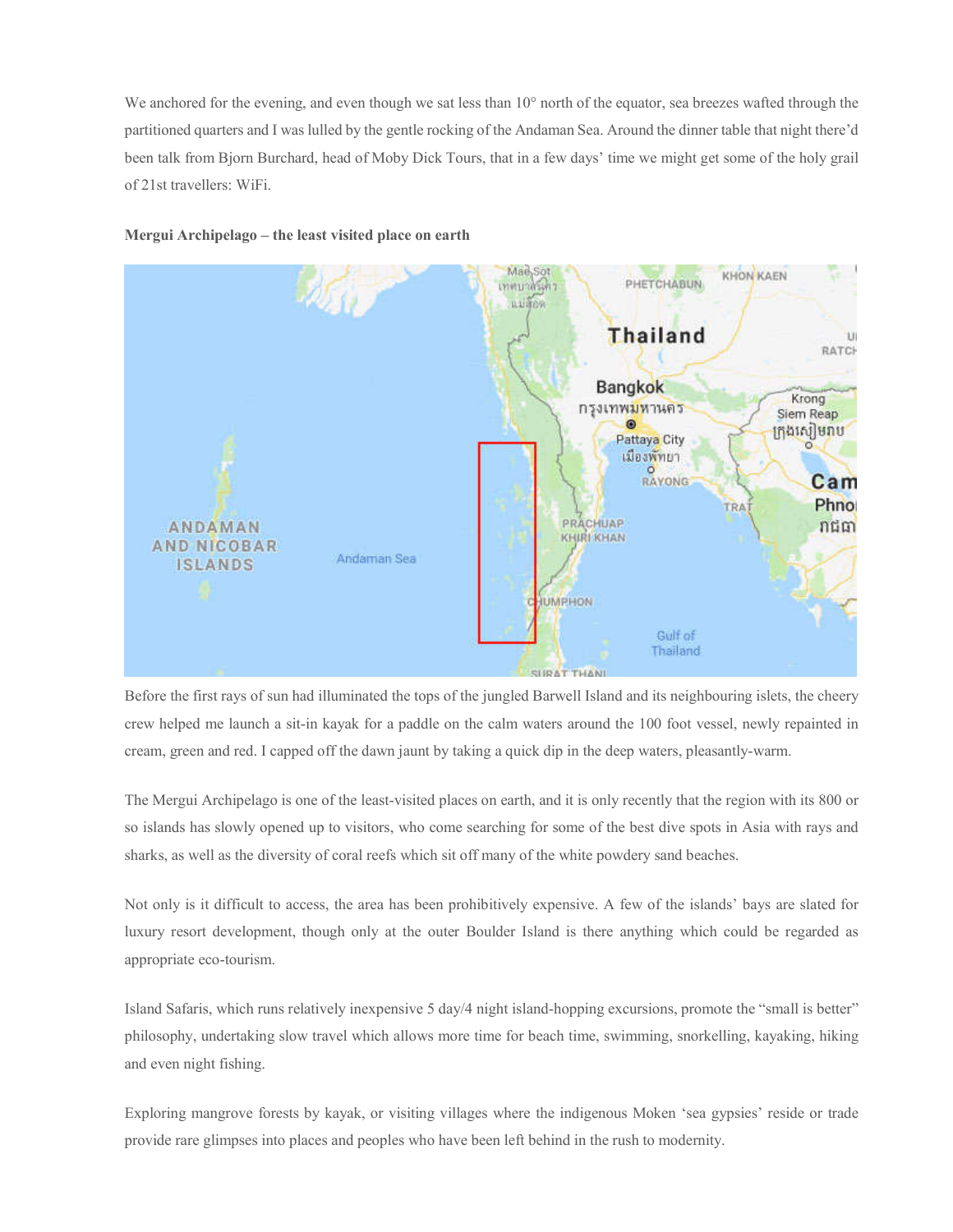We anchored for the evening, and even though we sat less than 10° north of the equator, sea breezes wafted through the partitioned quarters and I was lulled by the gentle rocking of the Andaman Sea. Around the dinner table that night there'd been talk from Bjorn Burchard, head of Moby Dick Tours, that in a few days' time we might get some of the holy grail of 21st travellers: WiFi.

**Mergui Archipelago – the least visited place on earth**

Before the first rays of sun had illuminated the tops of the jungled Barwell Island and its neighbouring islets, the cheery crew helped me launch a sit-in kayak for a paddle on the calm waters around the 100 foot vessel, newly repainted in cream, green and red. I capped off the dawn jaunt by taking a quick dip in the deep waters, pleasantly-warm.

The Mergui Archipelago is one of the least-visited places on earth, and it is only recently that the region with its 800 or so islands has slowly opened up to visitors, who come searching for some of the best dive spots in Asia with rays and sharks, as well as the diversity of coral reefs which sit off many of the white powdery sand beaches.

Not only is it difficult to access, the area has been prohibitively expensive. A few of the islands' bays are slated for luxury resort development, though only at the outer Boulder Island is there anything which could be regarded as appropriate eco-tourism.

Island Safaris, which runs relatively inexpensive 5 day/4 night island-hopping excursions, promote the "small is better" philosophy, undertaking slow travel which allows more time for beach time, swimming, snorkelling, kayaking, hiking and even night fishing.

Exploring mangrove forests by kayak, or visiting villages where the indigenous Moken 'sea gypsies' reside or trade provide rare glimpses into places and peoples who have been left behind in the rush to modernity.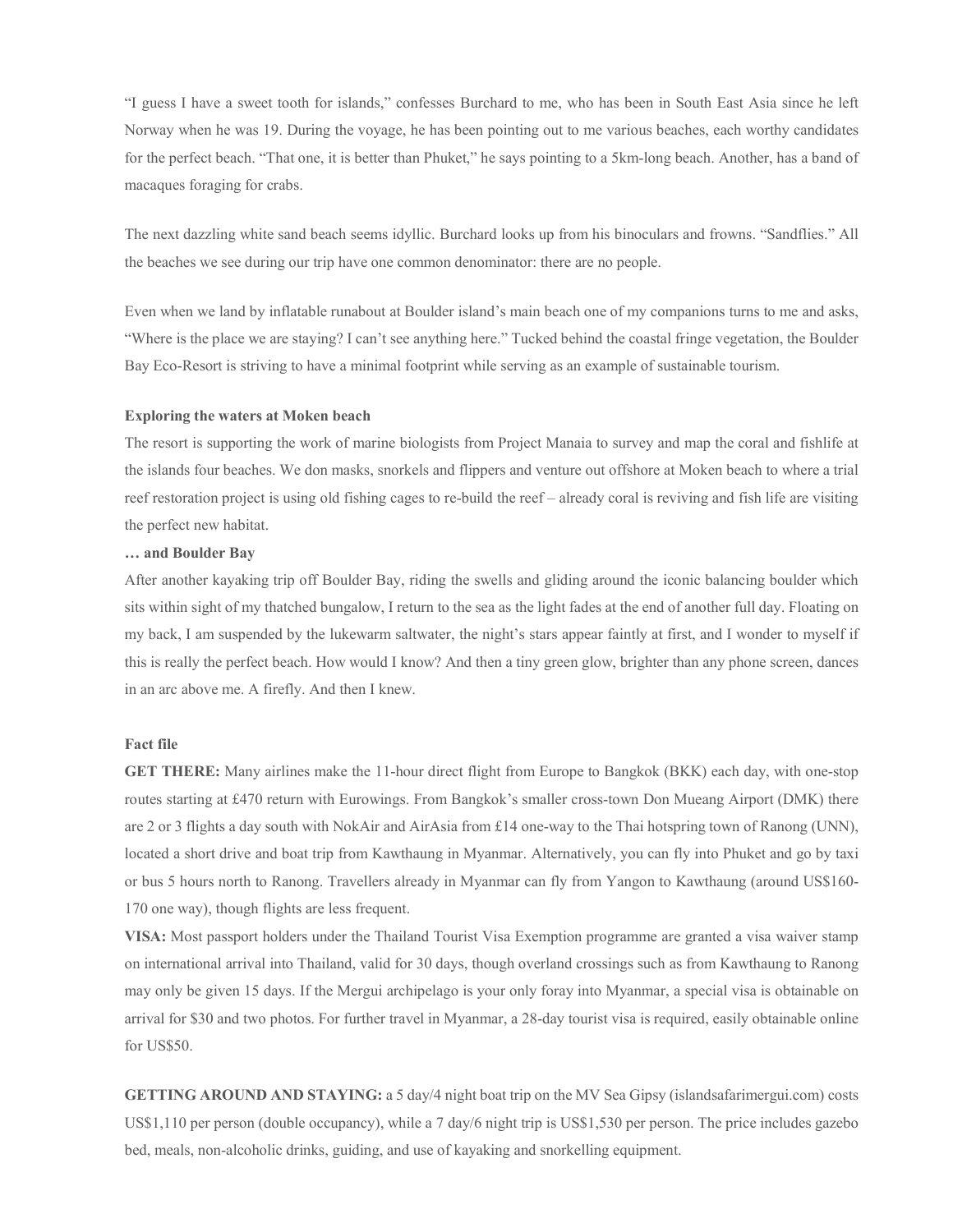"I guess I have a sweet tooth for islands," confesses Burchard to me, who has been in South East Asia since he left Norway when he was 19. During the voyage, he has been pointing out to me various beaches, each worthy candidates for the perfect beach. "That one, it is better than Phuket," he says pointing to a 5km-long beach. Another, has a band of macaques foraging for crabs.

The next dazzling white sand beach seems idyllic. Burchard looks up from his binoculars and frowns. "Sandflies." All the beaches we see during our trip have one common denominator: there are no people.

Even when we land by inflatable runabout at Boulder island's main beach one of my companions turns to me and asks, "Where is the place we are staying? I can't see anything here." Tucked behind the coastal fringe vegetation, the Boulder Bay Eco-Resort is striving to have a minimal footprint while serving as an example of sustainable tourism.

**Exploring the waters at Moken beach**

The resort is supporting the work of marine biologists from Project Manaia to survey and map the coral and fishlife at the islands four beaches. We don masks, snorkels and flippers and venture out offshore at Moken beach to where a trial reef restoration project is using old fishing cages to re-build the reef – already coral is reviving and fish life are visiting the perfect new habitat.

**… and Boulder Bay**

After another kayaking trip off Boulder Bay, riding the swells and gliding around the iconic balancing boulder which sits within sight of my thatched bungalow, I return to the sea as the light fades at the end of another full day. Floating on my back, I am suspended by the lukewarm saltwater, the night's stars appear faintly at first, and I wonder to myself if this is really the perfect beach. How would I know? And then a tiny green glow, brighter than any phone screen, dances in an arc above me. A firefly. And then I knew.

**Fact file**

**GET THERE:** Many airlines make the 11-hour direct flight from Europe to Bangkok (BKK) each day, with one-stop routes starting at £470 return with Eurowings. From Bangkok's smaller cross-town Don Mueang Airport (DMK) there are 2 or 3 flights a day south with NokAir and AirAsia from £14 one-way to the Thai hotspring town of Ranong (UNN), located a short drive and boat trip from Kawthaung in Myanmar. Alternatively, you can fly into Phuket and go by taxi or bus 5 hours north to Ranong. Travellers already in Myanmar can fly from Yangon to Kawthaung (around US$160-170 one way), though flights are less frequent.

**VISA:** Most passport holders under the Thailand Tourist Visa Exemption programme are granted a visa waiver stamp on international arrival into Thailand, valid for 30 days, though overland crossings such as from Kawthaung to Ranong may only be given 15 days. If the Mergui archipelago is your only foray into Myanmar, a special visa is obtainable on arrival for $30 and two photos. For further travel in Myanmar, a 28-day tourist visa is required, easily obtainable online for US$50.

**GETTING AROUND AND STAYING:** a 5 day/4 night boat trip on the MV Sea Gipsy (islandsafarimergui.com) costs US$1,110 per person (double occupancy), while a 7 day/6 night trip is US$1,530 per person. The price includes gazebo bed, meals, non-alcoholic drinks, guiding, and use of kayaking and snorkelling equipment.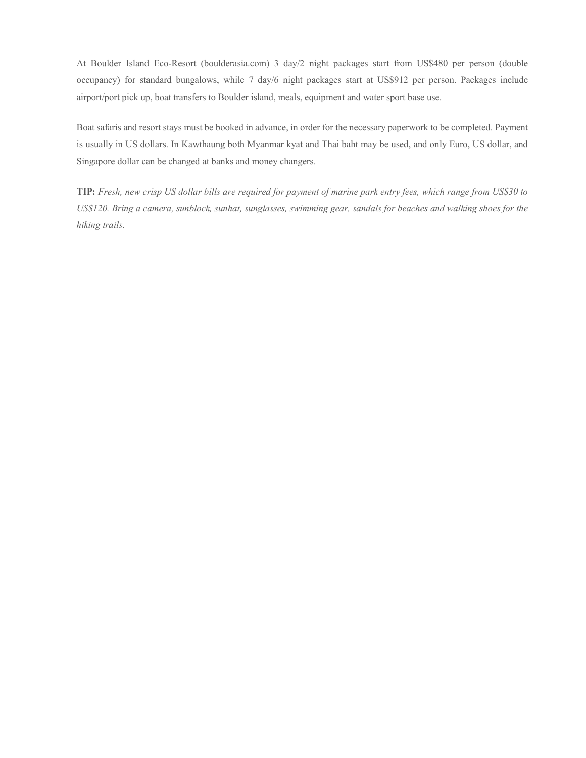At Boulder Island Eco-Resort (boulderasia.com) 3 day/2 night packages start from US$480 per person (double occupancy) for standard bungalows, while 7 day/6 night packages start at US$912 per person. Packages include airport/port pick up, boat transfers to Boulder island, meals, equipment and water sport base use.

Boat safaris and resort stays must be booked in advance, in order for the necessary paperwork to be completed. Payment is usually in US dollars. In Kawthaung both Myanmar kyat and Thai baht may be used, and only Euro, US dollar, and Singapore dollar can be changed at banks and money changers.

**TIP:** *Fresh, new crisp US dollar bills are required for payment of marine park entry fees, which range from US$30 to US$120. Bring a camera, sunblock, sunhat, sunglasses, swimming gear, sandals for beaches and walking shoes for the hiking trails.*